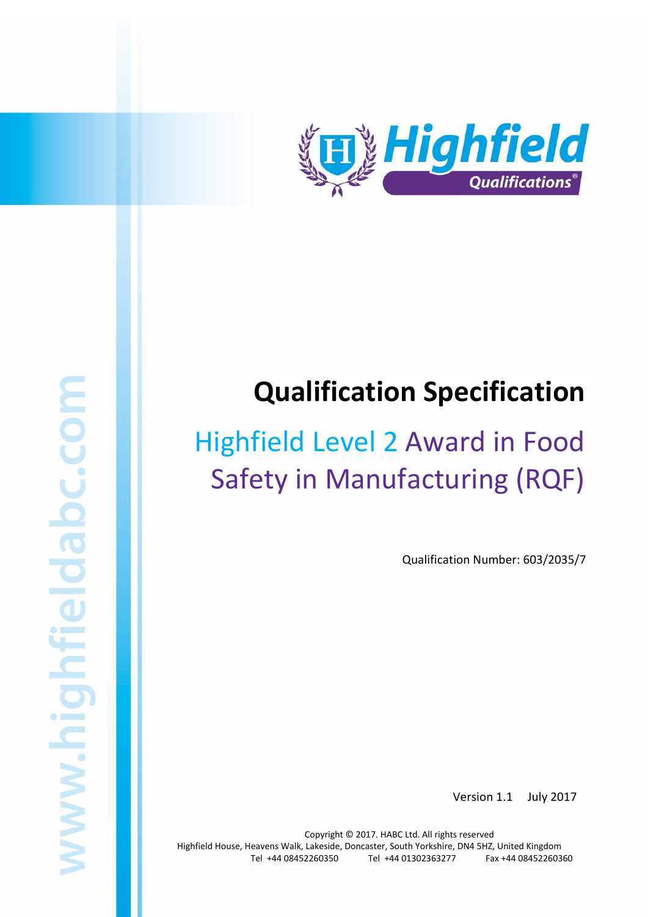# Qualification Specification

## Highfield Level 2 Award in Food Safety in Manufacturing (RQF)

Qualification Number: 603/2035/7

Version 1.1 July 2017

Copyright © 2017. HABC Ltd. All rights reserved
Highfield House, Heavens Walk, Lakeside, Doncaster, South Yorkshire, DN4 5HZ, United Kingdom
Tel +44 08452260350 Tel +44 01302363277 Fax +44 08452260360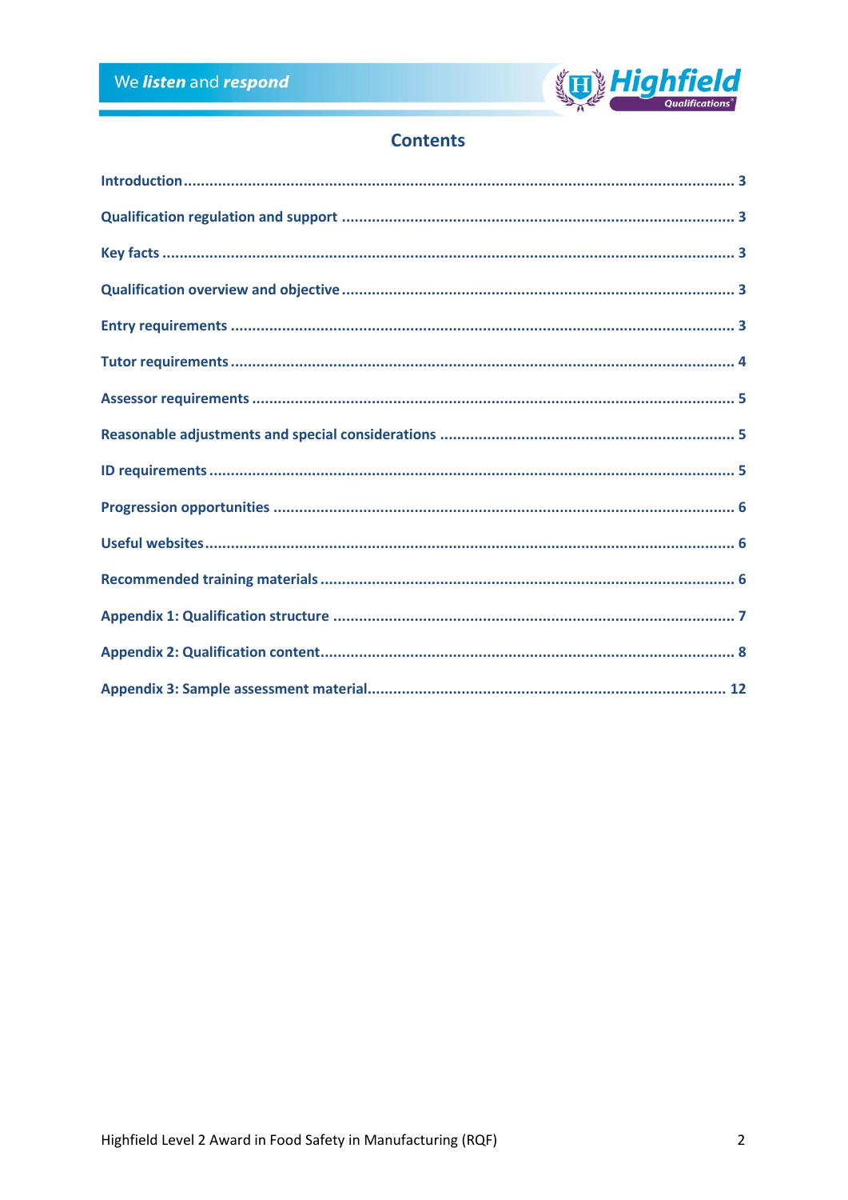# Contents

| | |
|---|---|
| Introduction | 3 |
| Qualification regulation and support | 3 |
| Key facts | 3 |
| Qualification overview and objective | 3 |
| Entry requirements | 3 |
| Tutor requirements | 4 |
| Assessor requirements | 5 |
| Reasonable adjustments and special considerations | 5 |
| ID requirements | 5 |
| Progression opportunities | 6 |
| Useful websites | 6 |
| Recommended training materials | 6 |
| Appendix 1: Qualification structure | 7 |
| Appendix 2: Qualification content | 8 |
| Appendix 3: Sample assessment material | 12 |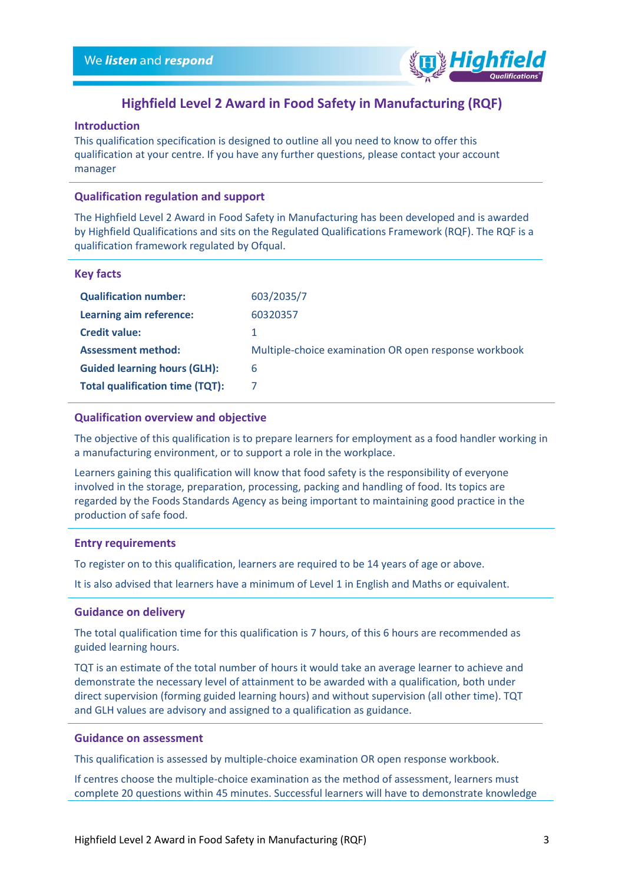# Highfield Level 2 Award in Food Safety in Manufacturing (RQF)

## Introduction

This qualification specification is designed to outline all you need to know to offer this qualification at your centre. If you have any further questions, please contact your account manager

## Qualification regulation and support

The Highfield Level 2 Award in Food Safety in Manufacturing has been developed and is awarded by Highfield Qualifications and sits on the Regulated Qualifications Framework (RQF). The RQF is a qualification framework regulated by Ofqual.

## Key facts

| | |
|---|---|
| **Qualification number:** | 603/2035/7 |
| **Learning aim reference:** | 60320357 |
| **Credit value:** | 1 |
| **Assessment method:** | Multiple-choice examination OR open response workbook |
| **Guided learning hours (GLH):** | 6 |
| **Total qualification time (TQT):** | 7 |

## Qualification overview and objective

The objective of this qualification is to prepare learners for employment as a food handler working in a manufacturing environment, or to support a role in the workplace.

Learners gaining this qualification will know that food safety is the responsibility of everyone involved in the storage, preparation, processing, packing and handling of food. Its topics are regarded by the Foods Standards Agency as being important to maintaining good practice in the production of safe food.

## Entry requirements

To register on to this qualification, learners are required to be 14 years of age or above.

It is also advised that learners have a minimum of Level 1 in English and Maths or equivalent.

## Guidance on delivery

The total qualification time for this qualification is 7 hours, of this 6 hours are recommended as guided learning hours.

TQT is an estimate of the total number of hours it would take an average learner to achieve and demonstrate the necessary level of attainment to be awarded with a qualification, both under direct supervision (forming guided learning hours) and without supervision (all other time). TQT and GLH values are advisory and assigned to a qualification as guidance.

## Guidance on assessment

This qualification is assessed by multiple-choice examination OR open response workbook.

If centres choose the multiple-choice examination as the method of assessment, learners must complete 20 questions within 45 minutes. Successful learners will have to demonstrate knowledge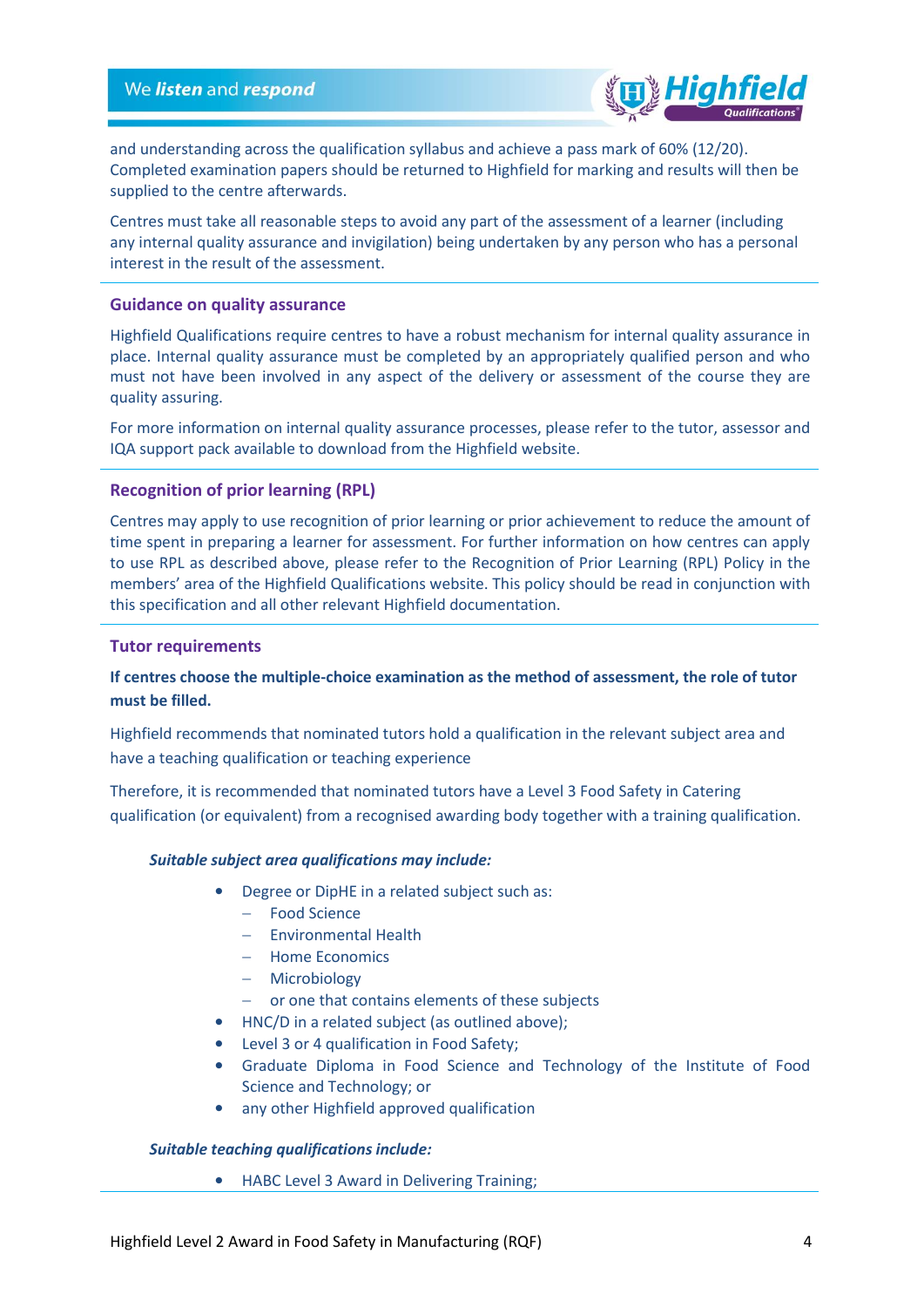and understanding across the qualification syllabus and achieve a pass mark of 60% (12/20). Completed examination papers should be returned to Highfield for marking and results will then be supplied to the centre afterwards.

Centres must take all reasonable steps to avoid any part of the assessment of a learner (including any internal quality assurance and invigilation) being undertaken by any person who has a personal interest in the result of the assessment.

### Guidance on quality assurance

Highfield Qualifications require centres to have a robust mechanism for internal quality assurance in place. Internal quality assurance must be completed by an appropriately qualified person and who must not have been involved in any aspect of the delivery or assessment of the course they are quality assuring.

For more information on internal quality assurance processes, please refer to the tutor, assessor and IQA support pack available to download from the Highfield website.

### Recognition of prior learning (RPL)

Centres may apply to use recognition of prior learning or prior achievement to reduce the amount of time spent in preparing a learner for assessment. For further information on how centres can apply to use RPL as described above, please refer to the Recognition of Prior Learning (RPL) Policy in the members' area of the Highfield Qualifications website. This policy should be read in conjunction with this specification and all other relevant Highfield documentation.

### Tutor requirements

**If centres choose the multiple-choice examination as the method of assessment, the role of tutor must be filled.**

Highfield recommends that nominated tutors hold a qualification in the relevant subject area and have a teaching qualification or teaching experience

Therefore, it is recommended that nominated tutors have a Level 3 Food Safety in Catering qualification (or equivalent) from a recognised awarding body together with a training qualification.

***Suitable subject area qualifications may include:***

- Degree or DipHE in a related subject such as:
  - Food Science
  - Environmental Health
  - Home Economics
  - Microbiology
  - or one that contains elements of these subjects
- HNC/D in a related subject (as outlined above);
- Level 3 or 4 qualification in Food Safety;
- Graduate Diploma in Food Science and Technology of the Institute of Food Science and Technology; or
- any other Highfield approved qualification

***Suitable teaching qualifications include:***

- HABC Level 3 Award in Delivering Training;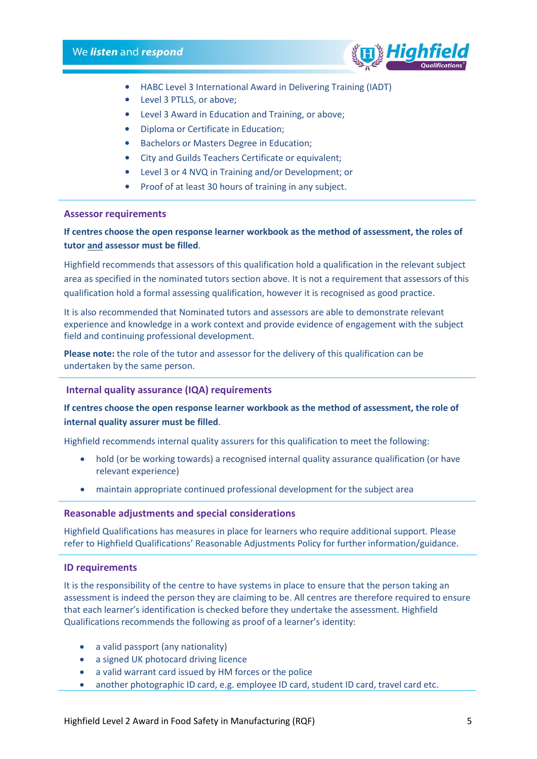- HABC Level 3 International Award in Delivering Training (IADT)
- Level 3 PTLLS, or above;
- Level 3 Award in Education and Training, or above;
- Diploma or Certificate in Education;
- Bachelors or Masters Degree in Education;
- City and Guilds Teachers Certificate or equivalent;
- Level 3 or 4 NVQ in Training and/or Development; or
- Proof of at least 30 hours of training in any subject.

### Assessor requirements

**If centres choose the open response learner workbook as the method of assessment, the roles of tutor <u>and</u> assessor must be filled**.

Highfield recommends that assessors of this qualification hold a qualification in the relevant subject area as specified in the nominated tutors section above. It is not a requirement that assessors of this qualification hold a formal assessing qualification, however it is recognised as good practice.

It is also recommended that Nominated tutors and assessors are able to demonstrate relevant experience and knowledge in a work context and provide evidence of engagement with the subject field and continuing professional development.

**Please note:** the role of the tutor and assessor for the delivery of this qualification can be undertaken by the same person.

### Internal quality assurance (IQA) requirements

**If centres choose the open response learner workbook as the method of assessment, the role of internal quality assurer must be filled**.

Highfield recommends internal quality assurers for this qualification to meet the following:

- hold (or be working towards) a recognised internal quality assurance qualification (or have relevant experience)
- maintain appropriate continued professional development for the subject area

### Reasonable adjustments and special considerations

Highfield Qualifications has measures in place for learners who require additional support. Please refer to Highfield Qualifications' Reasonable Adjustments Policy for further information/guidance.

### ID requirements

It is the responsibility of the centre to have systems in place to ensure that the person taking an assessment is indeed the person they are claiming to be. All centres are therefore required to ensure that each learner's identification is checked before they undertake the assessment. Highfield Qualifications recommends the following as proof of a learner's identity:

- a valid passport (any nationality)
- a signed UK photocard driving licence
- a valid warrant card issued by HM forces or the police
- another photographic ID card, e.g. employee ID card, student ID card, travel card etc.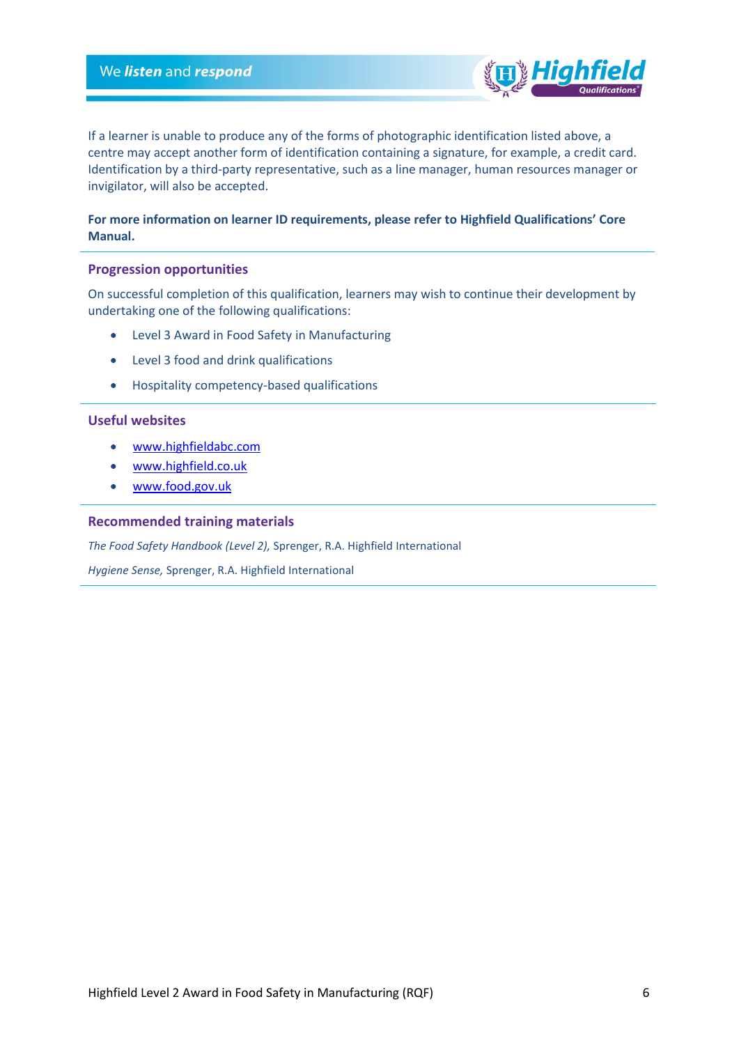If a learner is unable to produce any of the forms of photographic identification listed above, a centre may accept another form of identification containing a signature, for example, a credit card. Identification by a third-party representative, such as a line manager, human resources manager or invigilator, will also be accepted.

**For more information on learner ID requirements, please refer to Highfield Qualifications' Core Manual.**

## Progression opportunities

On successful completion of this qualification, learners may wish to continue their development by undertaking one of the following qualifications:

- Level 3 Award in Food Safety in Manufacturing
- Level 3 food and drink qualifications
- Hospitality competency-based qualifications

## Useful websites

- www.highfieldabc.com
- www.highfield.co.uk
- www.food.gov.uk

## Recommended training materials

*The Food Safety Handbook (Level 2),* Sprenger, R.A. Highfield International

*Hygiene Sense,* Sprenger, R.A. Highfield International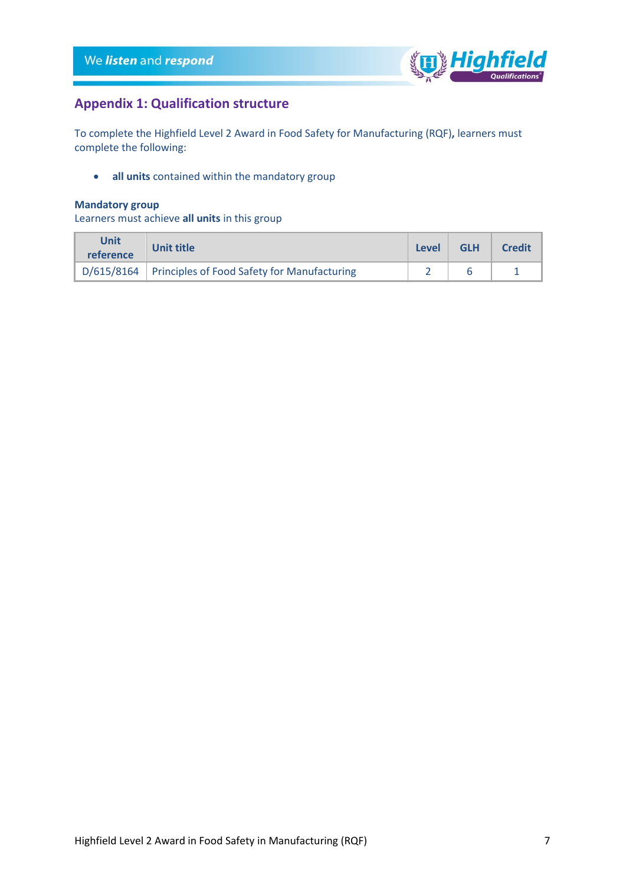## Appendix 1: Qualification structure

To complete the Highfield Level 2 Award in Food Safety for Manufacturing (RQF), learners must complete the following:

- **all units** contained within the mandatory group

**Mandatory group**
Learners must achieve **all units** in this group

| Unit reference | Unit title | Level | GLH | Credit |
|---|---|---|---|---|
| D/615/8164 | Principles of Food Safety for Manufacturing | 2 | 6 | 1 |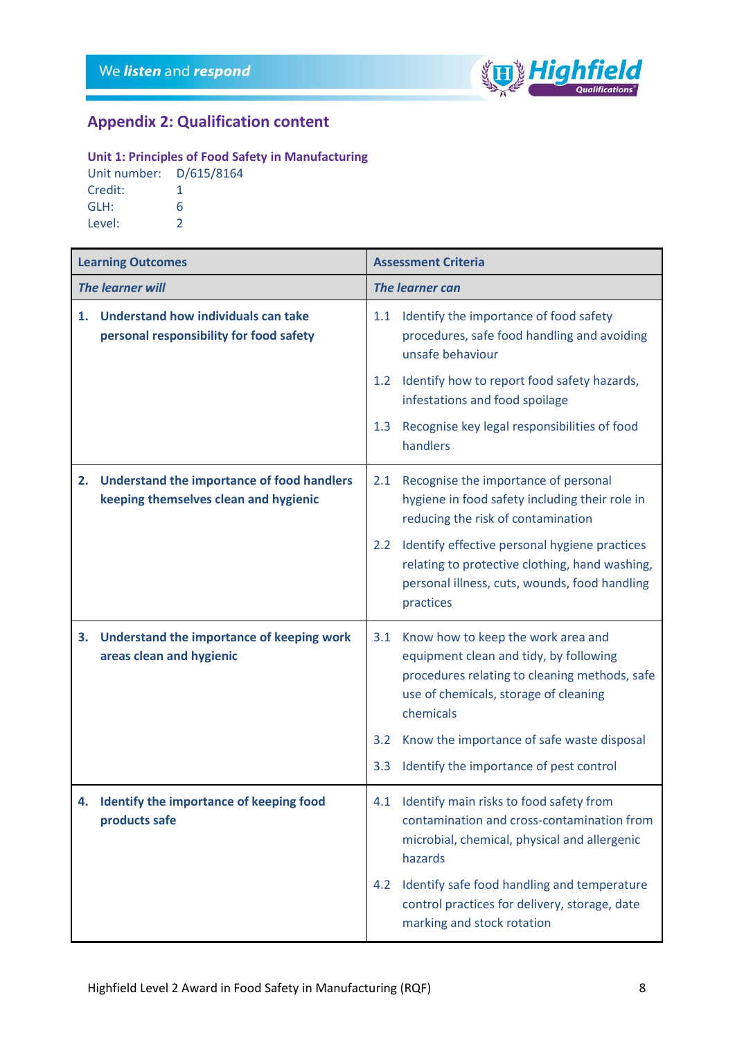## Appendix 2: Qualification content

### Unit 1: Principles of Food Safety in Manufacturing

Unit number: D/615/8164
Credit: 1
GLH: 6
Level: 2

| Learning Outcomes | Assessment Criteria |
|---|---|
| ***The learner will*** | ***The learner can*** |
| **1. Understand how individuals can take personal responsibility for food safety** | 1.1 Identify the importance of food safety procedures, safe food handling and avoiding unsafe behaviour<br>1.2 Identify how to report food safety hazards, infestations and food spoilage<br>1.3 Recognise key legal responsibilities of food handlers |
| **2. Understand the importance of food handlers keeping themselves clean and hygienic** | 2.1 Recognise the importance of personal hygiene in food safety including their role in reducing the risk of contamination<br>2.2 Identify effective personal hygiene practices relating to protective clothing, hand washing, personal illness, cuts, wounds, food handling practices |
| **3. Understand the importance of keeping work areas clean and hygienic** | 3.1 Know how to keep the work area and equipment clean and tidy, by following procedures relating to cleaning methods, safe use of chemicals, storage of cleaning chemicals<br>3.2 Know the importance of safe waste disposal<br>3.3 Identify the importance of pest control |
| **4. Identify the importance of keeping food products safe** | 4.1 Identify main risks to food safety from contamination and cross-contamination from microbial, chemical, physical and allergenic hazards<br>4.2 Identify safe food handling and temperature control practices for delivery, storage, date marking and stock rotation |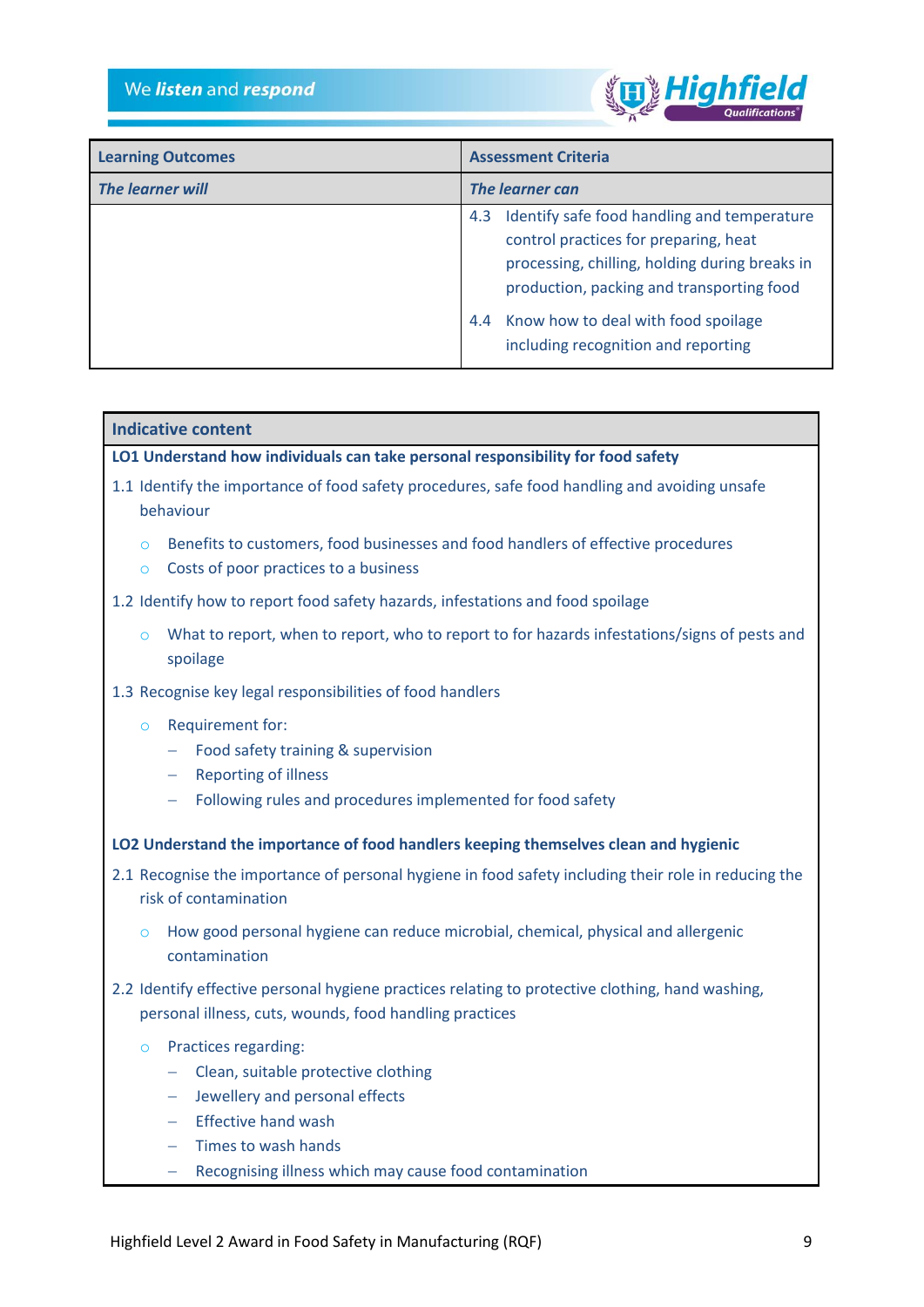| Learning Outcomes | Assessment Criteria |
|---|---|
| ***The learner will*** | ***The learner can*** |
| | 4.3 Identify safe food handling and temperature control practices for preparing, heat processing, chilling, holding during breaks in production, packing and transporting food<br><br>4.4 Know how to deal with food spoilage including recognition and reporting |

## Indicative content

**LO1 Understand how individuals can take personal responsibility for food safety**

1.1 Identify the importance of food safety procedures, safe food handling and avoiding unsafe behaviour

- Benefits to customers, food businesses and food handlers of effective procedures
- Costs of poor practices to a business

1.2 Identify how to report food safety hazards, infestations and food spoilage

- What to report, when to report, who to report to for hazards infestations/signs of pests and spoilage

1.3 Recognise key legal responsibilities of food handlers

- Requirement for:
  - Food safety training & supervision
  - Reporting of illness
  - Following rules and procedures implemented for food safety

**LO2 Understand the importance of food handlers keeping themselves clean and hygienic**

2.1 Recognise the importance of personal hygiene in food safety including their role in reducing the risk of contamination

- How good personal hygiene can reduce microbial, chemical, physical and allergenic contamination

2.2 Identify effective personal hygiene practices relating to protective clothing, hand washing, personal illness, cuts, wounds, food handling practices

- Practices regarding:
  - Clean, suitable protective clothing
  - Jewellery and personal effects
  - Effective hand wash
  - Times to wash hands
  - Recognising illness which may cause food contamination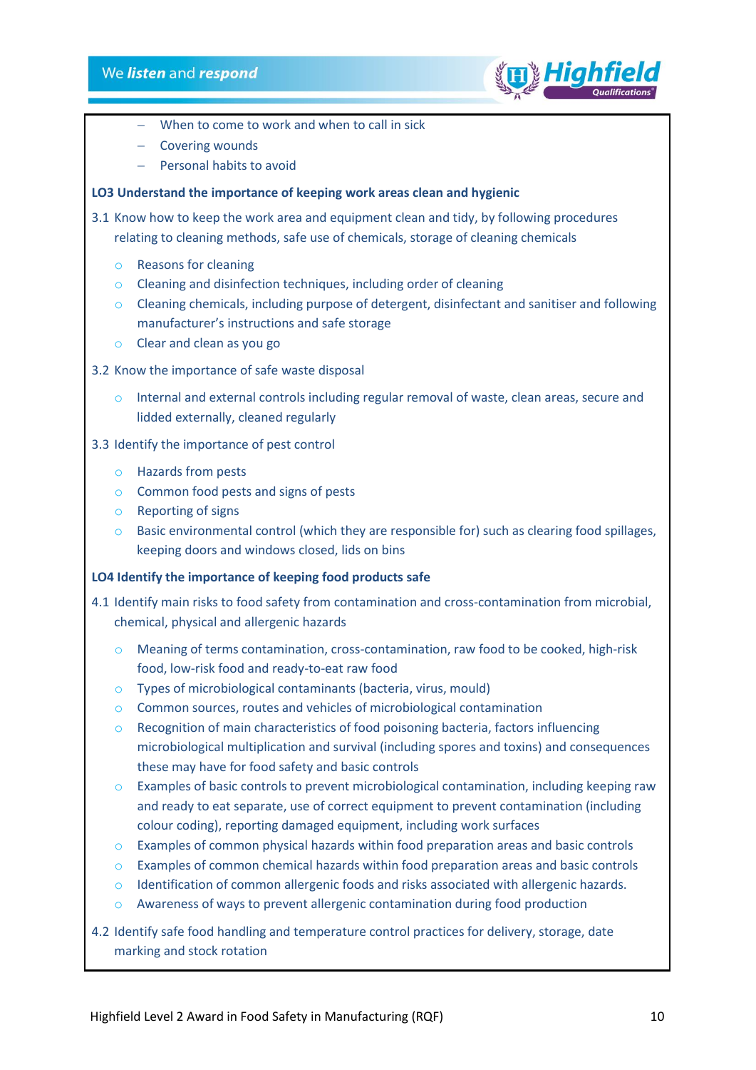- When to come to work and when to call in sick
   - Covering wounds
   - Personal habits to avoid

**LO3 Understand the importance of keeping work areas clean and hygienic**

3.1 Know how to keep the work area and equipment clean and tidy, by following procedures relating to cleaning methods, safe use of chemicals, storage of cleaning chemicals

- Reasons for cleaning
- Cleaning and disinfection techniques, including order of cleaning
- Cleaning chemicals, including purpose of detergent, disinfectant and sanitiser and following manufacturer's instructions and safe storage
- Clear and clean as you go

3.2 Know the importance of safe waste disposal

- Internal and external controls including regular removal of waste, clean areas, secure and lidded externally, cleaned regularly

3.3 Identify the importance of pest control

- Hazards from pests
- Common food pests and signs of pests
- Reporting of signs
- Basic environmental control (which they are responsible for) such as clearing food spillages, keeping doors and windows closed, lids on bins

**LO4 Identify the importance of keeping food products safe**

4.1 Identify main risks to food safety from contamination and cross-contamination from microbial, chemical, physical and allergenic hazards

- Meaning of terms contamination, cross-contamination, raw food to be cooked, high-risk food, low-risk food and ready-to-eat raw food
- Types of microbiological contaminants (bacteria, virus, mould)
- Common sources, routes and vehicles of microbiological contamination
- Recognition of main characteristics of food poisoning bacteria, factors influencing microbiological multiplication and survival (including spores and toxins) and consequences these may have for food safety and basic controls
- Examples of basic controls to prevent microbiological contamination, including keeping raw and ready to eat separate, use of correct equipment to prevent contamination (including colour coding), reporting damaged equipment, including work surfaces
- Examples of common physical hazards within food preparation areas and basic controls
- Examples of common chemical hazards within food preparation areas and basic controls
- Identification of common allergenic foods and risks associated with allergenic hazards.
- Awareness of ways to prevent allergenic contamination during food production

4.2 Identify safe food handling and temperature control practices for delivery, storage, date marking and stock rotation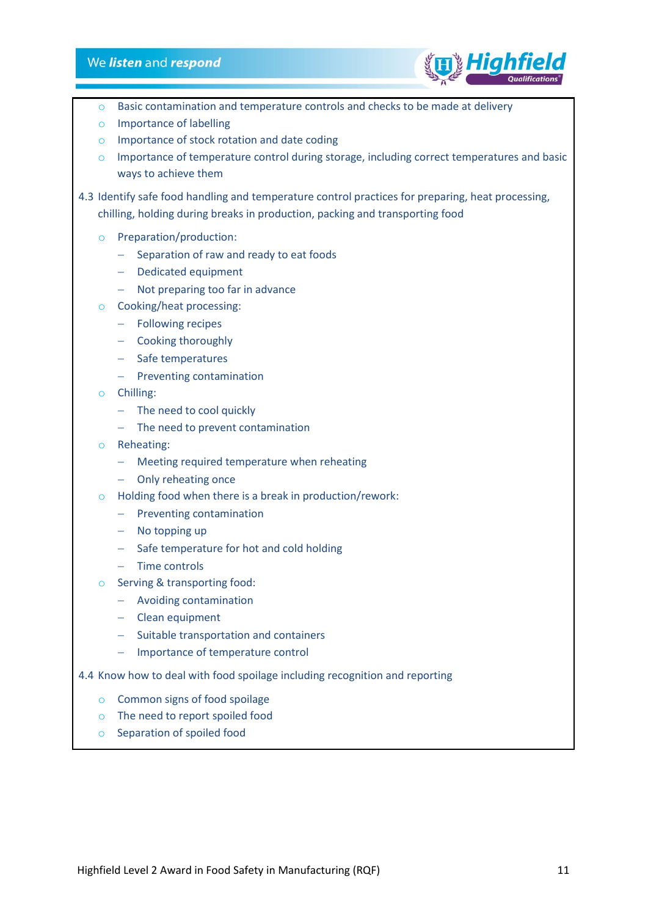- Basic contamination and temperature controls and checks to be made at delivery
- Importance of labelling
- Importance of stock rotation and date coding
- Importance of temperature control during storage, including correct temperatures and basic ways to achieve them

4.3 Identify safe food handling and temperature control practices for preparing, heat processing, chilling, holding during breaks in production, packing and transporting food

- Preparation/production:
  - Separation of raw and ready to eat foods
  - Dedicated equipment
  - Not preparing too far in advance
- Cooking/heat processing:
  - Following recipes
  - Cooking thoroughly
  - Safe temperatures
  - Preventing contamination
- Chilling:
  - The need to cool quickly
  - The need to prevent contamination
- Reheating:
  - Meeting required temperature when reheating
  - Only reheating once
- Holding food when there is a break in production/rework:
  - Preventing contamination
  - No topping up
  - Safe temperature for hot and cold holding
  - Time controls
- Serving & transporting food:
  - Avoiding contamination
  - Clean equipment
  - Suitable transportation and containers
  - Importance of temperature control

4.4 Know how to deal with food spoilage including recognition and reporting

- Common signs of food spoilage
- The need to report spoiled food
- Separation of spoiled food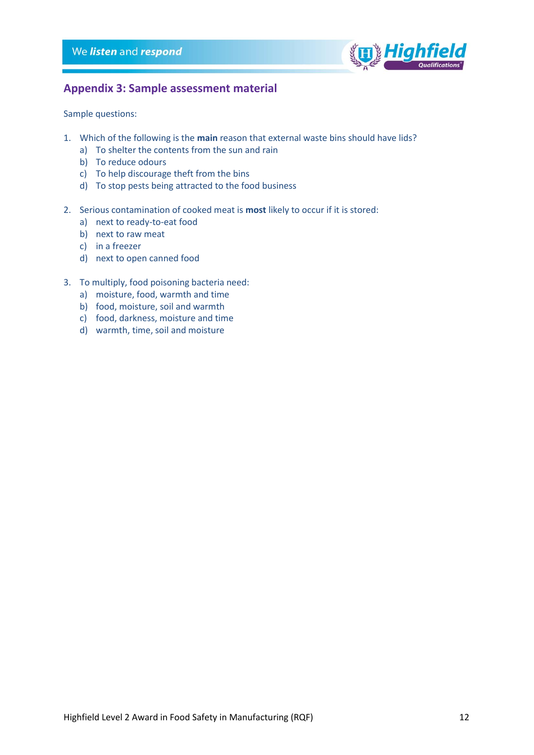## Appendix 3: Sample assessment material

Sample questions:

1. Which of the following is the **main** reason that external waste bins should have lids?
   a) To shelter the contents from the sun and rain
   b) To reduce odours
   c) To help discourage theft from the bins
   d) To stop pests being attracted to the food business

2. Serious contamination of cooked meat is **most** likely to occur if it is stored:
   a) next to ready-to-eat food
   b) next to raw meat
   c) in a freezer
   d) next to open canned food

3. To multiply, food poisoning bacteria need:
   a) moisture, food, warmth and time
   b) food, moisture, soil and warmth
   c) food, darkness, moisture and time
   d) warmth, time, soil and moisture